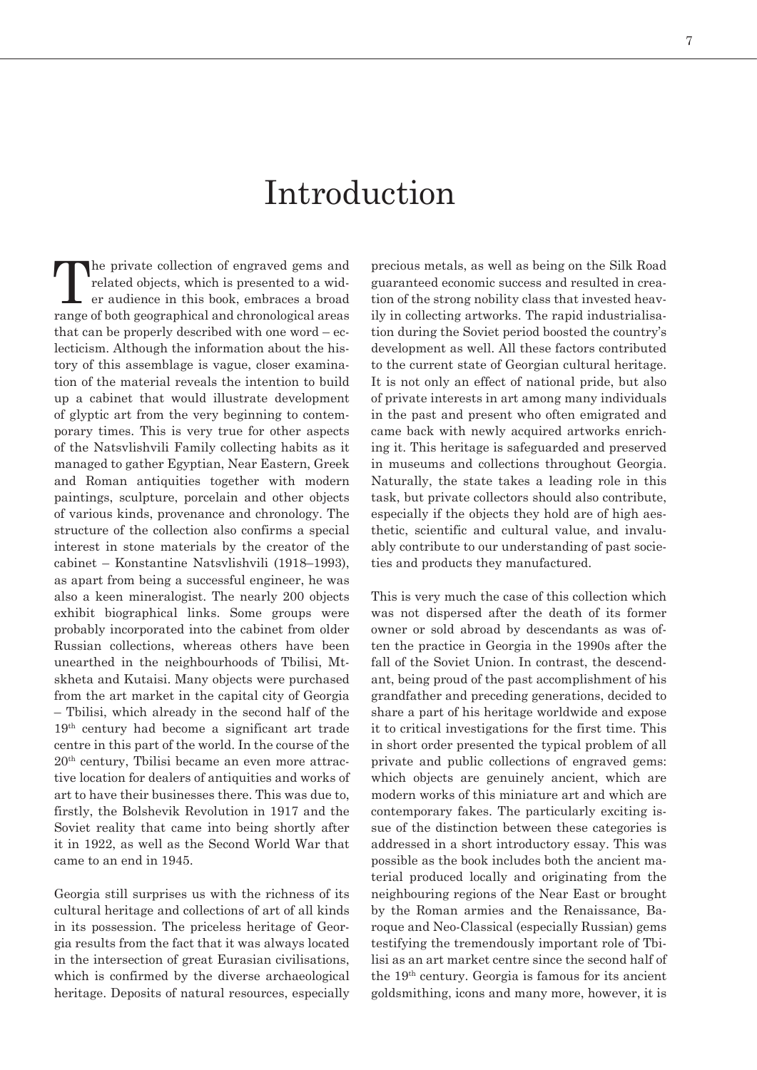# Introduction

The private collection of engraved gems and related objects, which is presented to a wider audience in this book, embraces a broad range of both geographical and chronological areas that can be properly described with one word – eclecticism. Although the information about the history of this assemblage is vague, closer examination of the material reveals the intention to build up a cabinet that would illustrate development of glyptic art from the very beginning to contemporary times. This is very true for other aspects of the Natsvlishvili Family collecting habits as it managed to gather Egyptian, Near Eastern, Greek and Roman antiquities together with modern paintings, sculpture, porcelain and other objects of various kinds, provenance and chronology. The structure of the collection also confirms a special interest in stone materials by the creator of the cabinet – Konstantine Natsvlishvili (1918–1993), as apart from being a successful engineer, he was also a keen mineralogist. The nearly 200 objects exhibit biographical links. Some groups were probably incorporated into the cabinet from older Russian collections, whereas others have been unearthed in the neighbourhoods of Tbilisi, Mtskheta and Kutaisi. Many objects were purchased from the art market in the capital city of Georgia – Tbilisi, which already in the second half of the 19th century had become a significant art trade centre in this part of the world. In the course of the 20th century, Tbilisi became an even more attractive location for dealers of antiquities and works of art to have their businesses there. This was due to, firstly, the Bolshevik Revolution in 1917 and the Soviet reality that came into being shortly after it in 1922, as well as the Second World War that came to an end in 1945.

Georgia still surprises us with the richness of its cultural heritage and collections of art of all kinds in its possession. The priceless heritage of Georgia results from the fact that it was always located in the intersection of great Eurasian civilisations, which is confirmed by the diverse archaeological heritage. Deposits of natural resources, especially precious metals, as well as being on the Silk Road guaranteed economic success and resulted in creation of the strong nobility class that invested heavily in collecting artworks. The rapid industrialisation during the Soviet period boosted the country's development as well. All these factors contributed to the current state of Georgian cultural heritage. It is not only an effect of national pride, but also of private interests in art among many individuals in the past and present who often emigrated and came back with newly acquired artworks enriching it. This heritage is safeguarded and preserved in museums and collections throughout Georgia. Naturally, the state takes a leading role in this task, but private collectors should also contribute, especially if the objects they hold are of high aesthetic, scientific and cultural value, and invaluably contribute to our understanding of past societies and products they manufactured.

This is very much the case of this collection which was not dispersed after the death of its former owner or sold abroad by descendants as was often the practice in Georgia in the 1990s after the fall of the Soviet Union. In contrast, the descendant, being proud of the past accomplishment of his grandfather and preceding generations, decided to share a part of his heritage worldwide and expose it to critical investigations for the first time. This in short order presented the typical problem of all private and public collections of engraved gems: which objects are genuinely ancient, which are modern works of this miniature art and which are contemporary fakes. The particularly exciting issue of the distinction between these categories is addressed in a short introductory essay. This was possible as the book includes both the ancient material produced locally and originating from the neighbouring regions of the Near East or brought by the Roman armies and the Renaissance, Baroque and Neo-Classical (especially Russian) gems testifying the tremendously important role of Tbilisi as an art market centre since the second half of the 19th century. Georgia is famous for its ancient goldsmithing, icons and many more, however, it is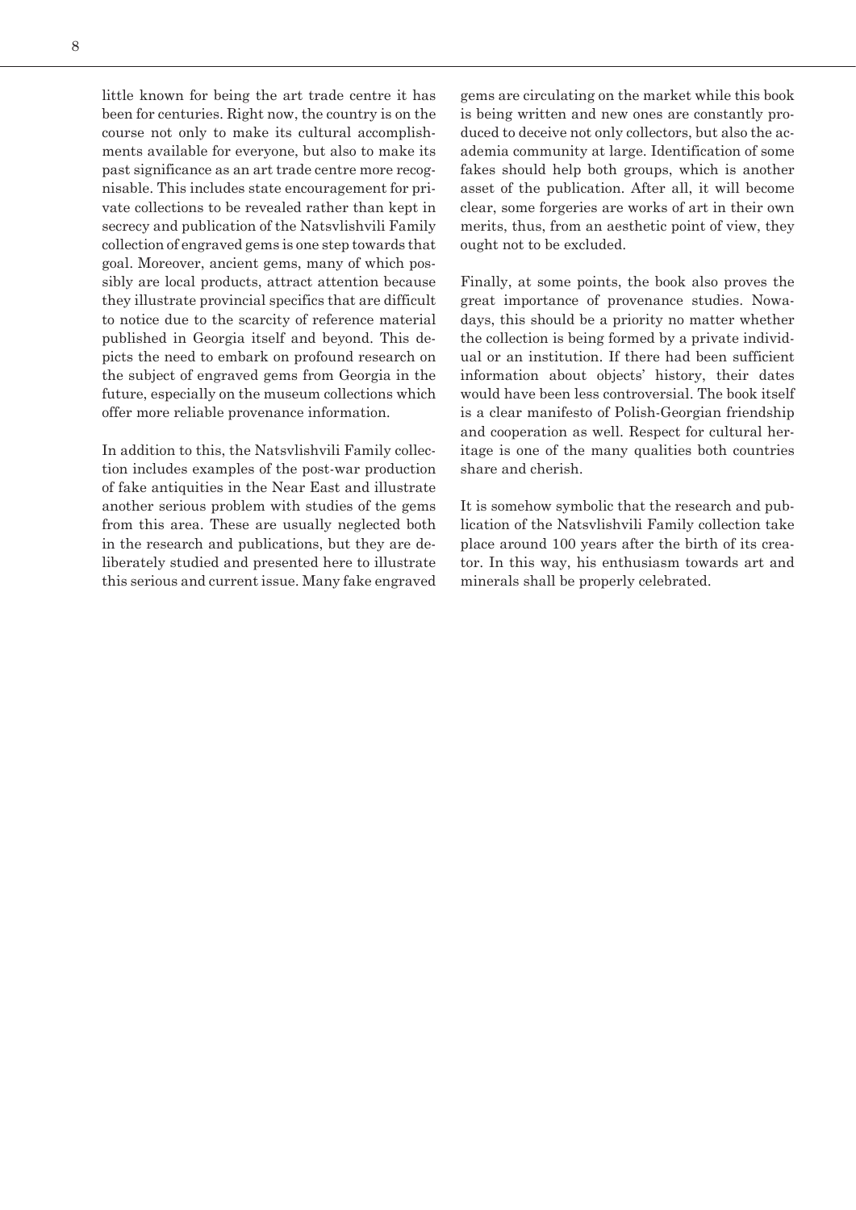little known for being the art trade centre it has been for centuries. Right now, the country is on the course not only to make its cultural accomplishments available for everyone, but also to make its past significance as an art trade centre more recognisable. This includes state encouragement for private collections to be revealed rather than kept in secrecy and publication of the Natsvlishvili Family collection of engraved gems is one step towards that goal. Moreover, ancient gems, many of which possibly are local products, attract attention because they illustrate provincial specifics that are difficult to notice due to the scarcity of reference material published in Georgia itself and beyond. This depicts the need to embark on profound research on the subject of engraved gems from Georgia in the future, especially on the museum collections which offer more reliable provenance information.

In addition to this, the Natsvlishvili Family collection includes examples of the post-war production of fake antiquities in the Near East and illustrate another serious problem with studies of the gems from this area. These are usually neglected both in the research and publications, but they are deliberately studied and presented here to illustrate this serious and current issue. Many fake engraved gems are circulating on the market while this book is being written and new ones are constantly produced to deceive not only collectors, but also the academia community at large. Identification of some fakes should help both groups, which is another asset of the publication. After all, it will become clear, some forgeries are works of art in their own merits, thus, from an aesthetic point of view, they ought not to be excluded.

Finally, at some points, the book also proves the great importance of provenance studies. Nowadays, this should be a priority no matter whether the collection is being formed by a private individual or an institution. If there had been sufficient information about objects' history, their dates would have been less controversial. The book itself is a clear manifesto of Polish-Georgian friendship and cooperation as well. Respect for cultural heritage is one of the many qualities both countries share and cherish.

It is somehow symbolic that the research and publication of the Natsvlishvili Family collection take place around 100 years after the birth of its creator. In this way, his enthusiasm towards art and minerals shall be properly celebrated.